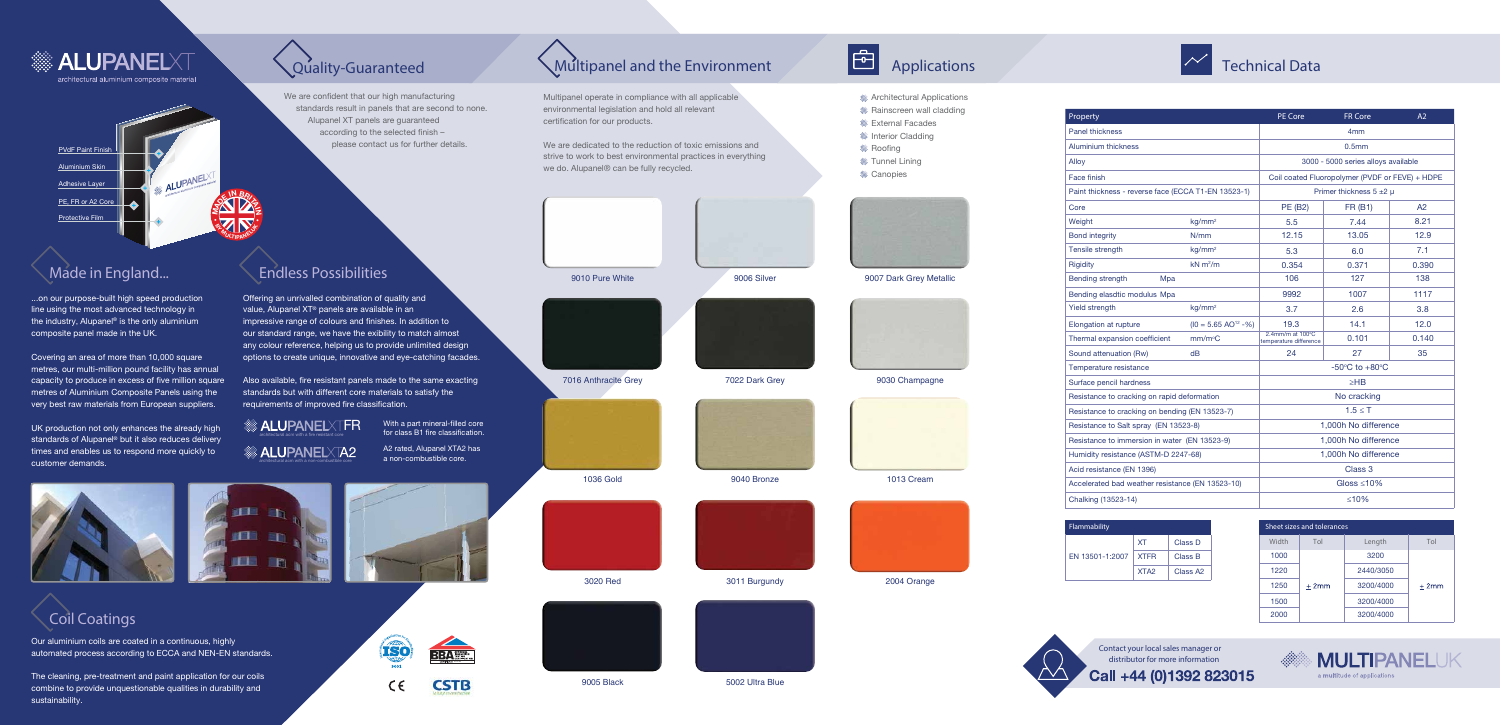# ALUPANELXT

architectural aluminium composite material

- PVdF Paint Finish
- Aluminium Skin
- Adhesive Layer
- PE, FR or A2 Core
- Protective Film

## Made in England...

...on our purpose-built high speed production line using the most advanced technology in the industry, Alupanel® is the only aluminium composite panel made in the UK.

Covering an area of more than 10,000 square metres, our multi-million pound facility has annual capacity to produce in excess of five million square metres of Aluminium Composite Panels using the very best raw materials from European suppliers.

UK production not only enhances the already high standards of Alupanel® but it also reduces delivery times and enables us to respond more quickly to customer demands.

## Coil Coatings

Our aluminium coils are coated in a continuous, highly automated process according to ECCA and NEN-EN standards.

The cleaning, pre-treatment and paint application for our coils combine to provide unquestionable qualities in durability and sustainability.

## Quality-Guaranteed

We are confident that our high manufacturing standards result in panels that are second to none. Alupanel XT panels are guaranteed according to the selected finish – please contact us for further details.

## Endless Possibilities

Offering an unrivalled combination of quality and value, Alupanel XT® panels are available in an impressive range of colours and finishes. In addition to our standard range, we have the exibility to match almost any colour reference, helping us to provide unlimited design options to create unique, innovative and eye-catching facades.

Also available, fire resistant panels made to the same exacting standards but with different core materials to satisfy the requirements of improved fire classification.

**ALUPANELXT FR** – With a part mineral-filled core for class B1 fire classification.

**ALUPANELXT A2** – A2 rated, Alupanel XTA2 has a non-combustible core.

## Multipanel and the Environment

Multipanel operate in compliance with all applicable environmental legislation and hold all relevant certification for our products.

We are dedicated to the reduction of toxic emissions and strive to work to best environmental practices in everything we do. Alupanel® can be fully recycled.

- 9010 Pure White
- 9006 Silver
- 9007 Dark Grey Metallic
- 7016 Anthracite Grey
- 7022 Dark Grey
- 9030 Champagne
- 1036 Gold
- 9040 Bronze
- 1013 Cream
- 3020 Red
- 3011 Burgundy
- 2004 Orange
- 9005 Black
- 5002 Ultra Blue

## Applications

- Architectural Applications
- Rainscreen wall cladding
- External Facades
- Interior Cladding
- Roofing
- Tunnel Lining
- Canopies

## Technical Data

| Property | | PE Core | FR Core | A2 |
|---|---|---|---|---|
| Panel thickness | | 4mm | | |
| Aluminium thickness | | 0.5mm | | |
| Alloy | | 3000 - 5000 series alloys available | | |
| Face finish | | Coil coated Fluoropolymer (PVDF or FEVE) + HDPE | | |
| Paint thickness - reverse face (ECCA T1-EN 13523-1) | | Primer thickness 5 ±2 μ | | |
| Core | | PE (B2) | FR (B1) | A2 |
| Weight | kg/mm² | 5.5 | 7.44 | 8.21 |
| Bond integrity | N/mm | 12.15 | 13.05 | 12.9 |
| Tensile strength | kg/mm² | 5.3 | 6.0 | 7.1 |
| Rigidity | kN m²/m | 0.354 | 0.371 | 0.390 |
| Bending strength | Mpa | 106 | 127 | 138 |
| Bending elasdtic modulus Mpa | | 9992 | 1007 | 1117 |
| Yield strength | kg/mm² | 3.7 | 2.6 | 3.8 |
| Elongation at rupture | (l0 = 5.65 AO½ -%) | 19.3 | 14.1 | 12.0 |
| Thermal expansion coefficient | mm/m°C | 2.4mm/m at 100°C temperature difference | 0.101 | 0.140 |
| Sound attenuation (Rw) | dB | 24 | 27 | 35 |
| Temperature resistance | | -50°C to +80°C | | |
| Surface pencil hardness | | ≥HB | | |
| Resistance to cracking on rapid deformation | | No cracking | | |
| Resistance to cracking on bending (EN 13523-7) | | 1.5 ≤ T | | |
| Resistance to Salt spray (EN 13523-8) | | 1,000h No difference | | |
| Resistance to immersion in water (EN 13523-9) | | 1,000h No difference | | |
| Humidity resistance (ASTM-D 2247-68) | | 1,000h No difference | | |
| Acid resistance (EN 1396) | | Class 3 | | |
| Accelerated bad weather resistance (EN 13523-10) | | Gloss ≤10% | | |
| Chalking (13523-14) | | ≤10% | | |

| Flammability | | |
|---|---|---|
| EN 13501-1:2007 | XT | Class D |
| | XTFR | Class B |
| | XTA2 | Class A2 |

| Sheet sizes and tolerances | | | |
|---|---|---|---|
| Width | Tol | Length | Tol |
| 1000 | ± 2mm | 3200 | ± 2mm |
| 1220 | | 2440/3050 | |
| 1250 | | 3200/4000 | |
| 1500 | | 3200/4000 | |
| 2000 | | 3200/4000 | |

Contact your local sales manager or distributor for more information

**Call +44 (0)1392 823015**

MULTIPANELUK – a multitude of applications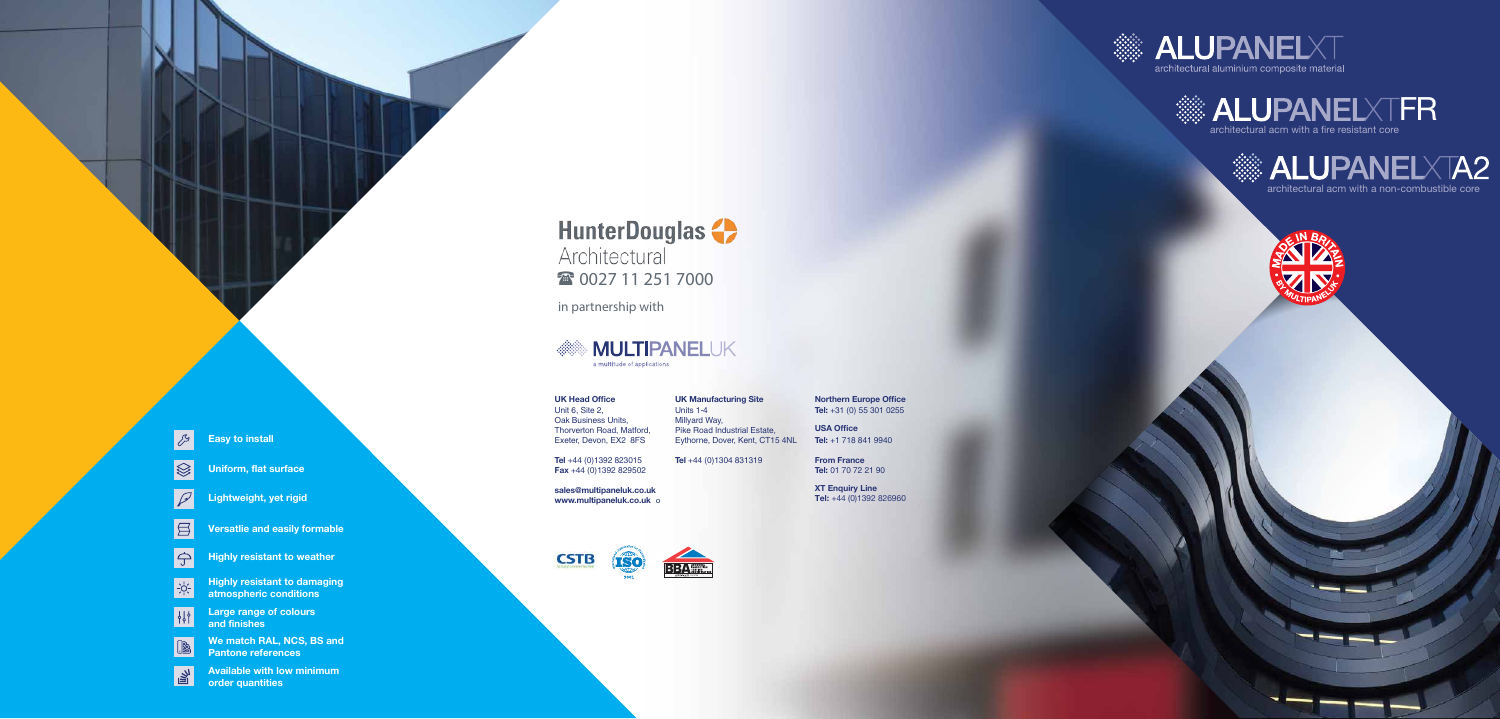# ALUPANELXT
architectural aluminium composite material

# ALUPANELXTFR
architectural acm with a fire resistant core

# ALUPANELXTA2
architectural acm with a non-combustible core

MADE IN BRITAIN BY MULTIPANELUK

**HunterDouglas** Architectural
☎ 0027 11 251 7000

in partnership with

**MULTIPANELUK**
a multitude of applications

**UK Head Office**
Unit 6, Site 2,
Oak Business Units,
Thorverton Road, Matford,
Exeter, Devon, EX2 8FS

**Tel** +44 (0)1392 823015
**Fax** +44 (0)1392 829502

**sales@multipaneluk.co.uk**
**www.multipaneluk.co.uk**

**UK Manufacturing Site**
Units 1-4
Millyard Way,
Pike Road Industrial Estate,
Eythorne, Dover, Kent, CT15 4NL

**Tel** +44 (0)1304 831319

**Northern Europe Office**
**Tel:** +31 (0) 55 301 0255

**USA Office**
**Tel:** +1 718 841 9940

**From France**
**Tel:** 01 70 72 21 90

**XT Enquiry Line**
**Tel:** +44 (0)1392 826960

- **Easy to install**
- **Uniform, flat surface**
- **Lightweight, yet rigid**
- **Versatlie and easily formable**
- **Highly resistant to weather**
- **Highly resistant to damaging atmospheric conditions**
- **Large range of colours and finishes**
- **We match RAL, NCS, BS and Pantone references**
- **Available with low minimum order quantities**